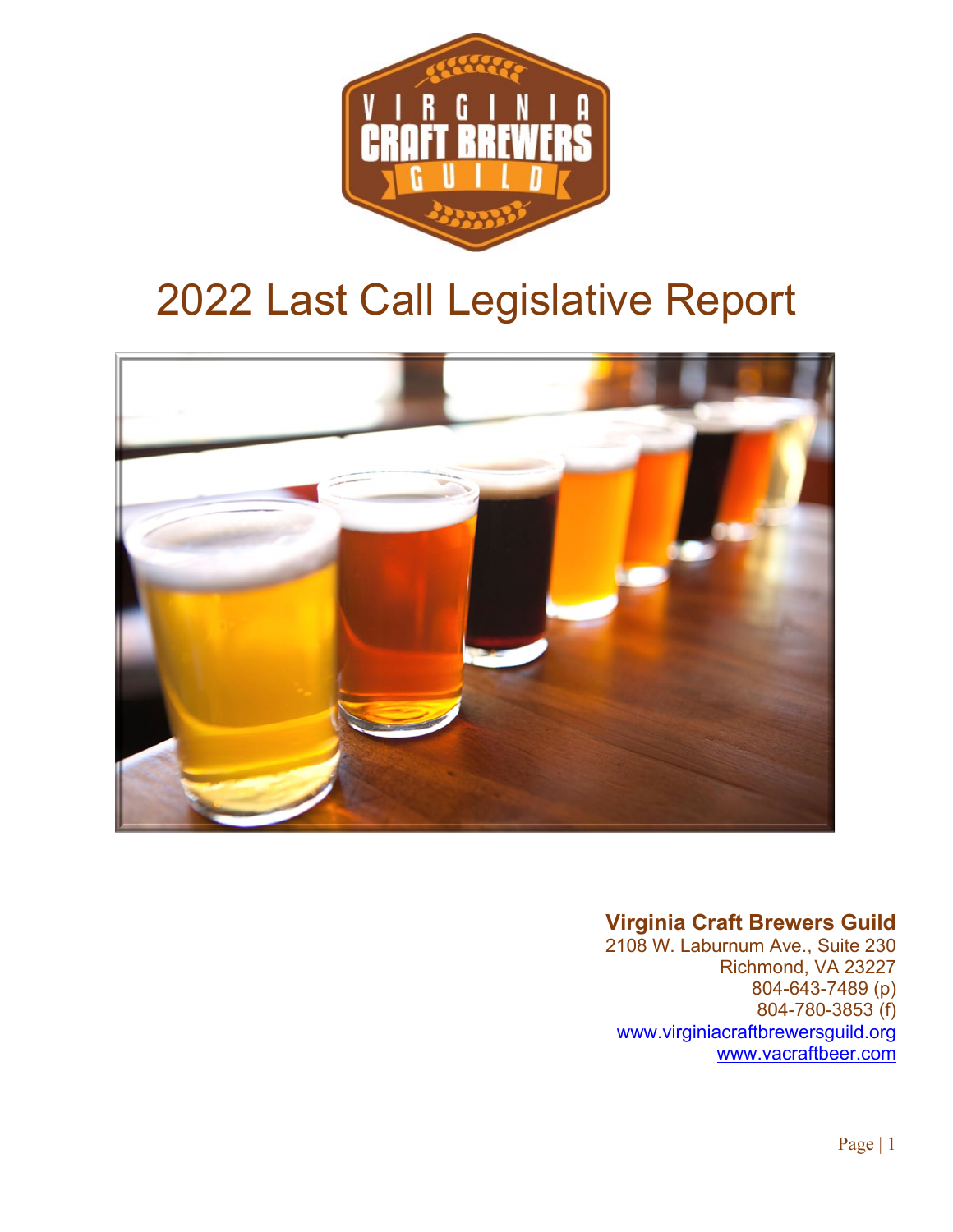# 2022 Last Call Legislative Report

**Virginia Craft Brewers Guild**
2108 W. Laburnum Ave., Suite 230
Richmond, VA 23227
804-643-7489 (p)
804-780-3853 (f)
www.virginiacraftbrewersguild.org
www.vacraftbeer.com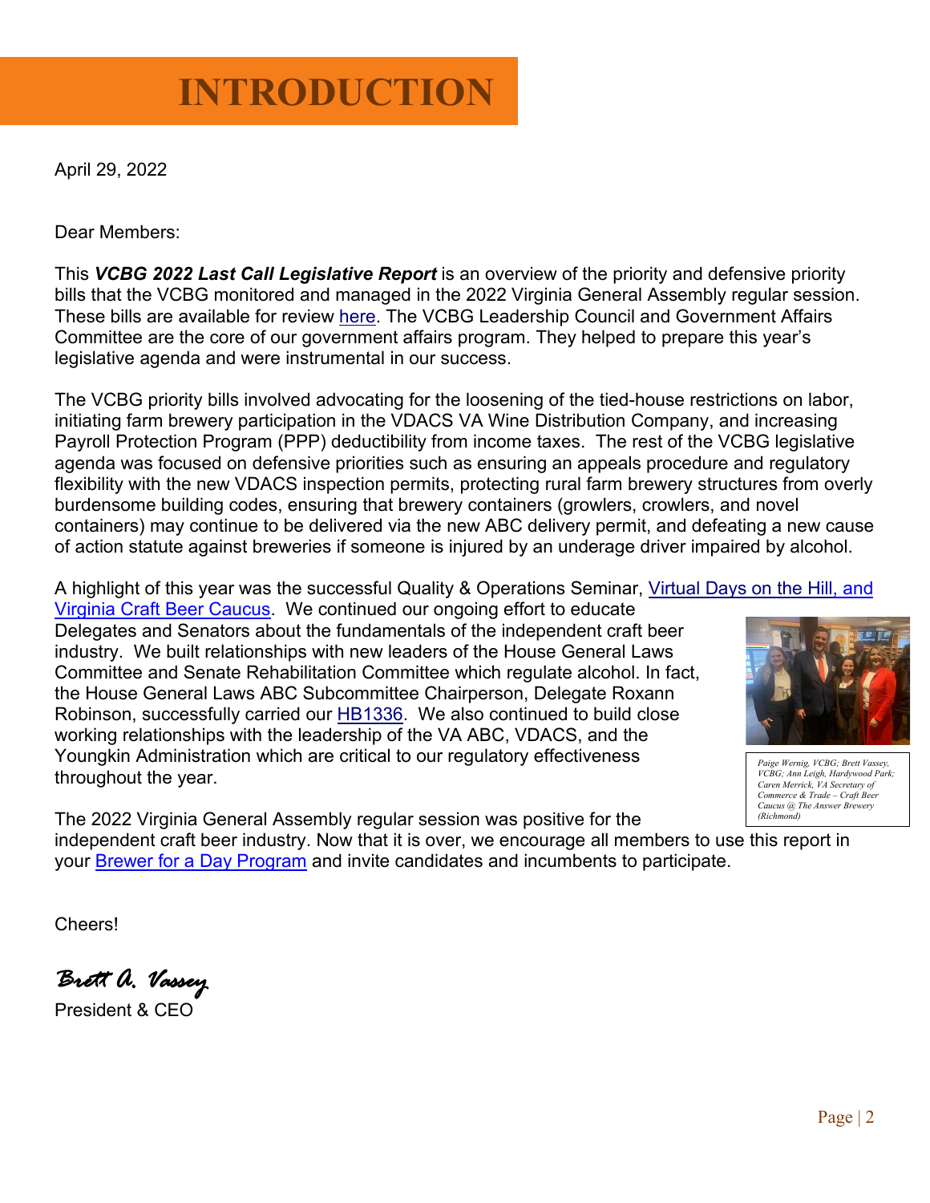# INTRODUCTION

April 29, 2022

Dear Members:

This ***VCBG 2022 Last Call Legislative Report*** is an overview of the priority and defensive priority bills that the VCBG monitored and managed in the 2022 Virginia General Assembly regular session. These bills are available for review here. The VCBG Leadership Council and Government Affairs Committee are the core of our government affairs program. They helped to prepare this year's legislative agenda and were instrumental in our success.

The VCBG priority bills involved advocating for the loosening of the tied-house restrictions on labor, initiating farm brewery participation in the VDACS VA Wine Distribution Company, and increasing Payroll Protection Program (PPP) deductibility from income taxes. The rest of the VCBG legislative agenda was focused on defensive priorities such as ensuring an appeals procedure and regulatory flexibility with the new VDACS inspection permits, protecting rural farm brewery structures from overly burdensome building codes, ensuring that brewery containers (growlers, crowlers, and novel containers) may continue to be delivered via the new ABC delivery permit, and defeating a new cause of action statute against breweries if someone is injured by an underage driver impaired by alcohol.

A highlight of this year was the successful Quality & Operations Seminar, Virtual Days on the Hill, and Virginia Craft Beer Caucus. We continued our ongoing effort to educate Delegates and Senators about the fundamentals of the independent craft beer industry. We built relationships with new leaders of the House General Laws Committee and Senate Rehabilitation Committee which regulate alcohol. In fact, the House General Laws ABC Subcommittee Chairperson, Delegate Roxann Robinson, successfully carried our HB1336. We also continued to build close working relationships with the leadership of the VA ABC, VDACS, and the Youngkin Administration which are critical to our regulatory effectiveness throughout the year.

*Paige Wernig, VCBG; Brett Vassey, VCBG; Ann Leigh, Hardywood Park; Caren Merrick, VA Secretary of Commerce & Trade – Craft Beer Caucus @ The Answer Brewery (Richmond)*

The 2022 Virginia General Assembly regular session was positive for the independent craft beer industry. Now that it is over, we encourage all members to use this report in your Brewer for a Day Program and invite candidates and incumbents to participate.

Cheers!

*Brett A. Vassey*
President & CEO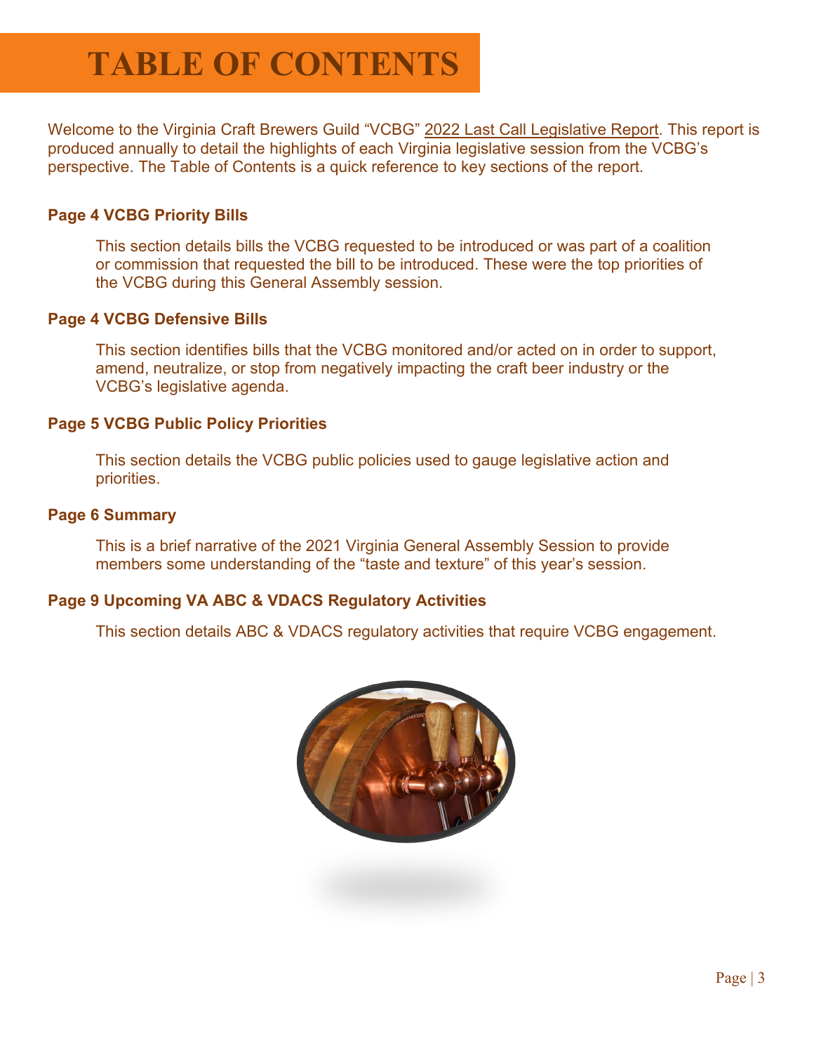# TABLE OF CONTENTS

Welcome to the Virginia Craft Brewers Guild "VCBG" 2022 Last Call Legislative Report. This report is produced annually to detail the highlights of each Virginia legislative session from the VCBG's perspective. The Table of Contents is a quick reference to key sections of the report.

**Page 4 VCBG Priority Bills**

This section details bills the VCBG requested to be introduced or was part of a coalition or commission that requested the bill to be introduced. These were the top priorities of the VCBG during this General Assembly session.

**Page 4 VCBG Defensive Bills**

This section identifies bills that the VCBG monitored and/or acted on in order to support, amend, neutralize, or stop from negatively impacting the craft beer industry or the VCBG's legislative agenda.

**Page 5 VCBG Public Policy Priorities**

This section details the VCBG public policies used to gauge legislative action and priorities.

**Page 6 Summary**

This is a brief narrative of the 2021 Virginia General Assembly Session to provide members some understanding of the "taste and texture" of this year's session.

**Page 9 Upcoming VA ABC & VDACS Regulatory Activities**

This section details ABC & VDACS regulatory activities that require VCBG engagement.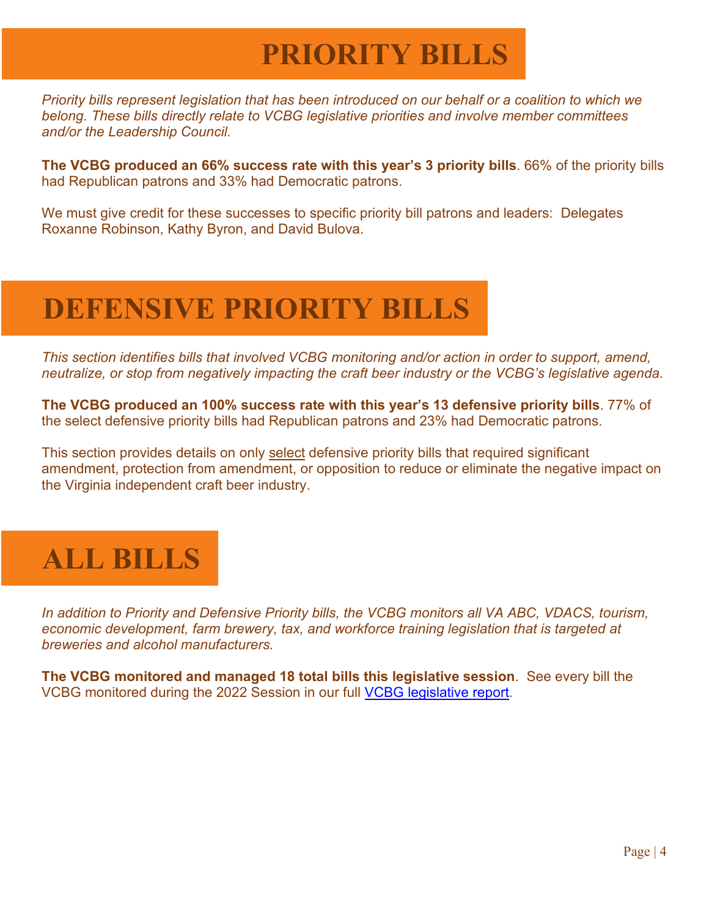# PRIORITY BILLS

*Priority bills represent legislation that has been introduced on our behalf or a coalition to which we belong. These bills directly relate to VCBG legislative priorities and involve member committees and/or the Leadership Council.*

**The VCBG produced an 66% success rate with this year's 3 priority bills**. 66% of the priority bills had Republican patrons and 33% had Democratic patrons.

We must give credit for these successes to specific priority bill patrons and leaders: Delegates Roxanne Robinson, Kathy Byron, and David Bulova.

# DEFENSIVE PRIORITY BILLS

*This section identifies bills that involved VCBG monitoring and/or action in order to support, amend, neutralize, or stop from negatively impacting the craft beer industry or the VCBG's legislative agenda.*

**The VCBG produced an 100% success rate with this year's 13 defensive priority bills**. 77% of the select defensive priority bills had Republican patrons and 23% had Democratic patrons.

This section provides details on only select defensive priority bills that required significant amendment, protection from amendment, or opposition to reduce or eliminate the negative impact on the Virginia independent craft beer industry.

# ALL BILLS

*In addition to Priority and Defensive Priority bills, the VCBG monitors all VA ABC, VDACS, tourism, economic development, farm brewery, tax, and workforce training legislation that is targeted at breweries and alcohol manufacturers.*

**The VCBG monitored and managed 18 total bills this legislative session**. See every bill the VCBG monitored during the 2022 Session in our full VCBG legislative report.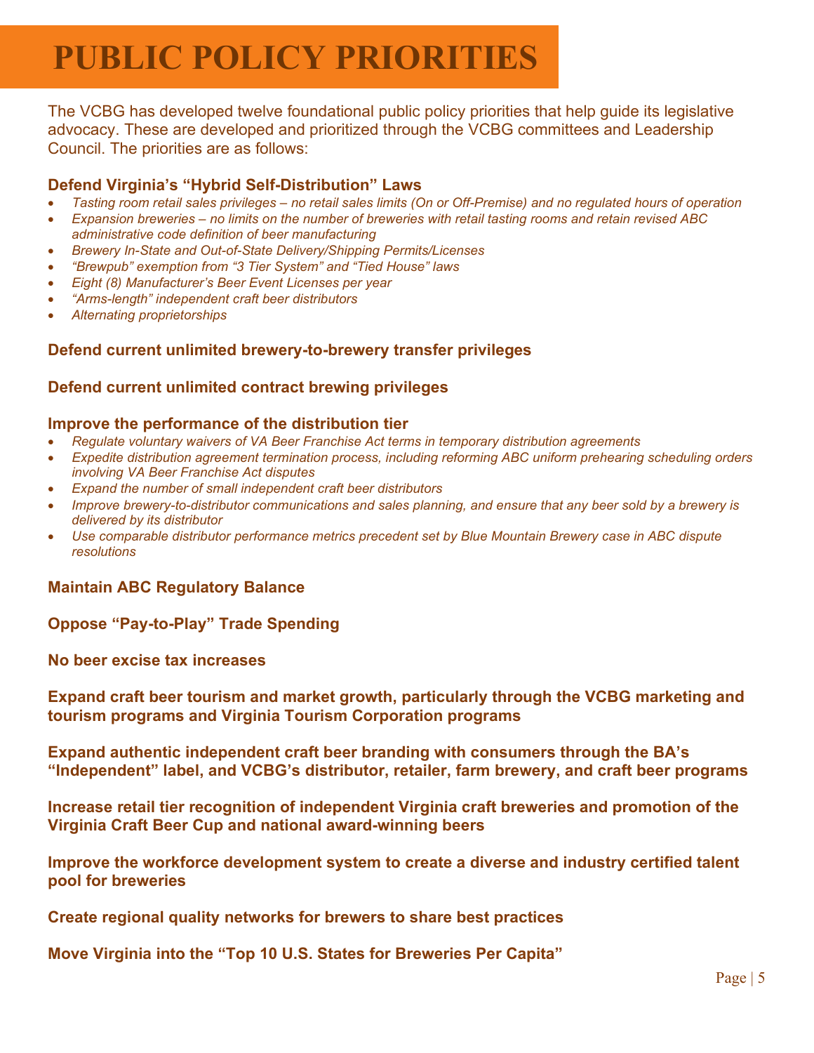# PUBLIC POLICY PRIORITIES

The VCBG has developed twelve foundational public policy priorities that help guide its legislative advocacy. These are developed and prioritized through the VCBG committees and Leadership Council. The priorities are as follows:

### Defend Virginia's "Hybrid Self-Distribution" Laws

- *Tasting room retail sales privileges – no retail sales limits (On or Off-Premise) and no regulated hours of operation*
- *Expansion breweries – no limits on the number of breweries with retail tasting rooms and retain revised ABC administrative code definition of beer manufacturing*
- *Brewery In-State and Out-of-State Delivery/Shipping Permits/Licenses*
- *"Brewpub" exemption from "3 Tier System" and "Tied House" laws*
- *Eight (8) Manufacturer's Beer Event Licenses per year*
- *"Arms-length" independent craft beer distributors*
- *Alternating proprietorships*

### Defend current unlimited brewery-to-brewery transfer privileges

### Defend current unlimited contract brewing privileges

### Improve the performance of the distribution tier

- *Regulate voluntary waivers of VA Beer Franchise Act terms in temporary distribution agreements*
- *Expedite distribution agreement termination process, including reforming ABC uniform prehearing scheduling orders involving VA Beer Franchise Act disputes*
- *Expand the number of small independent craft beer distributors*
- *Improve brewery-to-distributor communications and sales planning, and ensure that any beer sold by a brewery is delivered by its distributor*
- *Use comparable distributor performance metrics precedent set by Blue Mountain Brewery case in ABC dispute resolutions*

### Maintain ABC Regulatory Balance

### Oppose "Pay-to-Play" Trade Spending

### No beer excise tax increases

### Expand craft beer tourism and market growth, particularly through the VCBG marketing and tourism programs and Virginia Tourism Corporation programs

### Expand authentic independent craft beer branding with consumers through the BA's "Independent" label, and VCBG's distributor, retailer, farm brewery, and craft beer programs

### Increase retail tier recognition of independent Virginia craft breweries and promotion of the Virginia Craft Beer Cup and national award-winning beers

### Improve the workforce development system to create a diverse and industry certified talent pool for breweries

### Create regional quality networks for brewers to share best practices

### Move Virginia into the "Top 10 U.S. States for Breweries Per Capita"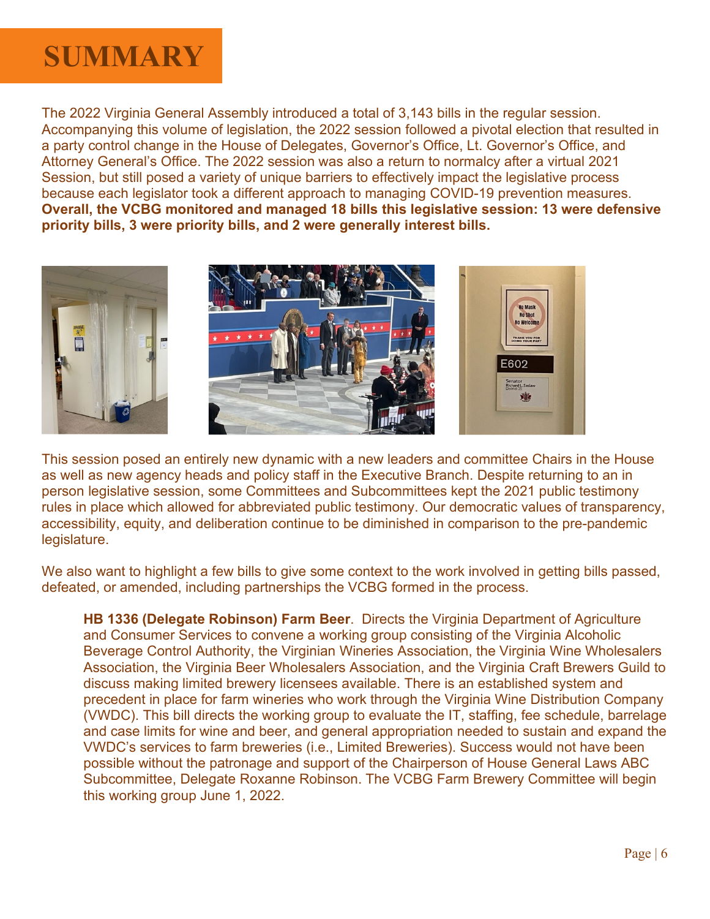# SUMMARY

The 2022 Virginia General Assembly introduced a total of 3,143 bills in the regular session. Accompanying this volume of legislation, the 2022 session followed a pivotal election that resulted in a party control change in the House of Delegates, Governor's Office, Lt. Governor's Office, and Attorney General's Office. The 2022 session was also a return to normalcy after a virtual 2021 Session, but still posed a variety of unique barriers to effectively impact the legislative process because each legislator took a different approach to managing COVID-19 prevention measures. **Overall, the VCBG monitored and managed 18 bills this legislative session: 13 were defensive priority bills, 3 were priority bills, and 2 were generally interest bills.**

This session posed an entirely new dynamic with a new leaders and committee Chairs in the House as well as new agency heads and policy staff in the Executive Branch. Despite returning to an in person legislative session, some Committees and Subcommittees kept the 2021 public testimony rules in place which allowed for abbreviated public testimony. Our democratic values of transparency, accessibility, equity, and deliberation continue to be diminished in comparison to the pre-pandemic legislature.

We also want to highlight a few bills to give some context to the work involved in getting bills passed, defeated, or amended, including partnerships the VCBG formed in the process.

> **HB 1336 (Delegate Robinson) Farm Beer**. Directs the Virginia Department of Agriculture and Consumer Services to convene a working group consisting of the Virginia Alcoholic Beverage Control Authority, the Virginian Wineries Association, the Virginia Wine Wholesalers Association, the Virginia Beer Wholesalers Association, and the Virginia Craft Brewers Guild to discuss making limited brewery licensees available. There is an established system and precedent in place for farm wineries who work through the Virginia Wine Distribution Company (VWDC). This bill directs the working group to evaluate the IT, staffing, fee schedule, barrelage and case limits for wine and beer, and general appropriation needed to sustain and expand the VWDC's services to farm breweries (i.e., Limited Breweries). Success would not have been possible without the patronage and support of the Chairperson of House General Laws ABC Subcommittee, Delegate Roxanne Robinson. The VCBG Farm Brewery Committee will begin this working group June 1, 2022.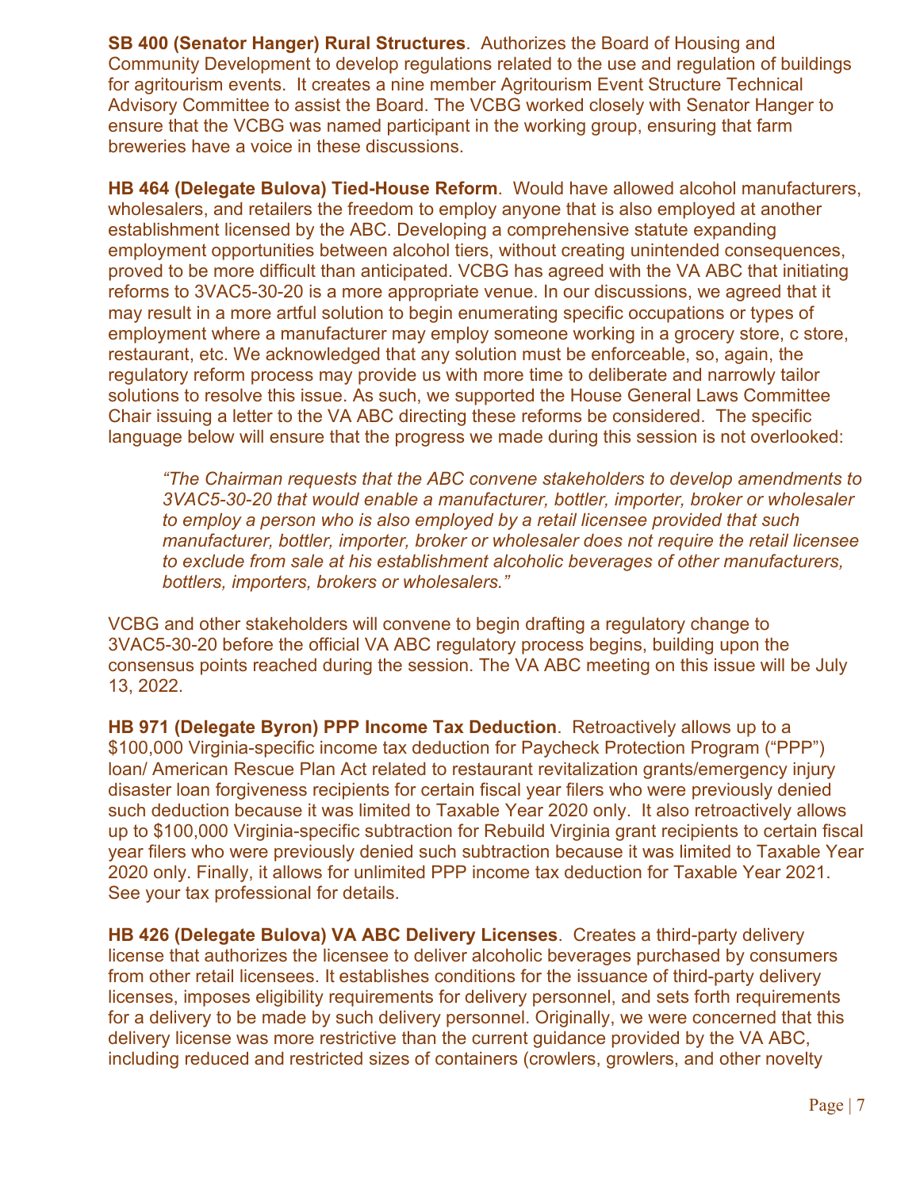**SB 400 (Senator Hanger) Rural Structures**. Authorizes the Board of Housing and Community Development to develop regulations related to the use and regulation of buildings for agritourism events. It creates a nine member Agritourism Event Structure Technical Advisory Committee to assist the Board. The VCBG worked closely with Senator Hanger to ensure that the VCBG was named participant in the working group, ensuring that farm breweries have a voice in these discussions.

**HB 464 (Delegate Bulova) Tied-House Reform**. Would have allowed alcohol manufacturers, wholesalers, and retailers the freedom to employ anyone that is also employed at another establishment licensed by the ABC. Developing a comprehensive statute expanding employment opportunities between alcohol tiers, without creating unintended consequences, proved to be more difficult than anticipated. VCBG has agreed with the VA ABC that initiating reforms to 3VAC5-30-20 is a more appropriate venue. In our discussions, we agreed that it may result in a more artful solution to begin enumerating specific occupations or types of employment where a manufacturer may employ someone working in a grocery store, c store, restaurant, etc. We acknowledged that any solution must be enforceable, so, again, the regulatory reform process may provide us with more time to deliberate and narrowly tailor solutions to resolve this issue. As such, we supported the House General Laws Committee Chair issuing a letter to the VA ABC directing these reforms be considered. The specific language below will ensure that the progress we made during this session is not overlooked:

> *"The Chairman requests that the ABC convene stakeholders to develop amendments to 3VAC5-30-20 that would enable a manufacturer, bottler, importer, broker or wholesaler to employ a person who is also employed by a retail licensee provided that such manufacturer, bottler, importer, broker or wholesaler does not require the retail licensee to exclude from sale at his establishment alcoholic beverages of other manufacturers, bottlers, importers, brokers or wholesalers."*

VCBG and other stakeholders will convene to begin drafting a regulatory change to 3VAC5-30-20 before the official VA ABC regulatory process begins, building upon the consensus points reached during the session. The VA ABC meeting on this issue will be July 13, 2022.

**HB 971 (Delegate Byron) PPP Income Tax Deduction**. Retroactively allows up to a $100,000 Virginia-specific income tax deduction for Paycheck Protection Program ("PPP") loan/ American Rescue Plan Act related to restaurant revitalization grants/emergency injury disaster loan forgiveness recipients for certain fiscal year filers who were previously denied such deduction because it was limited to Taxable Year 2020 only. It also retroactively allows up to $100,000 Virginia-specific subtraction for Rebuild Virginia grant recipients to certain fiscal year filers who were previously denied such subtraction because it was limited to Taxable Year 2020 only. Finally, it allows for unlimited PPP income tax deduction for Taxable Year 2021. See your tax professional for details.

**HB 426 (Delegate Bulova) VA ABC Delivery Licenses**. Creates a third-party delivery license that authorizes the licensee to deliver alcoholic beverages purchased by consumers from other retail licensees. It establishes conditions for the issuance of third-party delivery licenses, imposes eligibility requirements for delivery personnel, and sets forth requirements for a delivery to be made by such delivery personnel. Originally, we were concerned that this delivery license was more restrictive than the current guidance provided by the VA ABC, including reduced and restricted sizes of containers (crowlers, growlers, and other novelty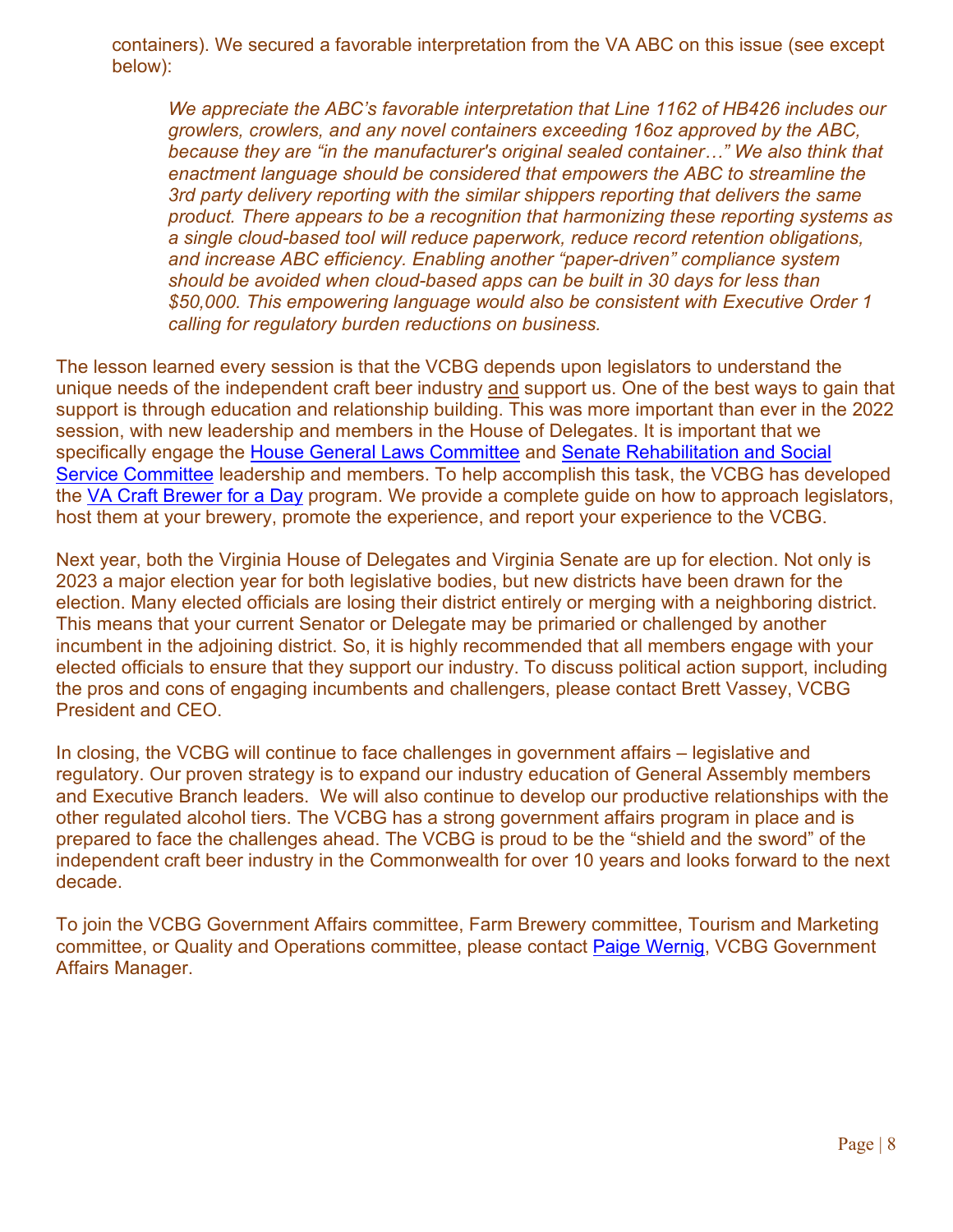containers). We secured a favorable interpretation from the VA ABC on this issue (see except below):

> *We appreciate the ABC's favorable interpretation that Line 1162 of HB426 includes our growlers, crowlers, and any novel containers exceeding 16oz approved by the ABC, because they are "in the manufacturer's original sealed container…" We also think that enactment language should be considered that empowers the ABC to streamline the 3rd party delivery reporting with the similar shippers reporting that delivers the same product. There appears to be a recognition that harmonizing these reporting systems as a single cloud-based tool will reduce paperwork, reduce record retention obligations, and increase ABC efficiency. Enabling another "paper-driven" compliance system should be avoided when cloud-based apps can be built in 30 days for less than $50,000. This empowering language would also be consistent with Executive Order 1 calling for regulatory burden reductions on business.*

The lesson learned every session is that the VCBG depends upon legislators to understand the unique needs of the independent craft beer industry <u>and</u> support us. One of the best ways to gain that support is through education and relationship building. This was more important than ever in the 2022 session, with new leadership and members in the House of Delegates. It is important that we specifically engage the House General Laws Committee and Senate Rehabilitation and Social Service Committee leadership and members. To help accomplish this task, the VCBG has developed the VA Craft Brewer for a Day program. We provide a complete guide on how to approach legislators, host them at your brewery, promote the experience, and report your experience to the VCBG.

Next year, both the Virginia House of Delegates and Virginia Senate are up for election. Not only is 2023 a major election year for both legislative bodies, but new districts have been drawn for the election. Many elected officials are losing their district entirely or merging with a neighboring district. This means that your current Senator or Delegate may be primaried or challenged by another incumbent in the adjoining district. So, it is highly recommended that all members engage with your elected officials to ensure that they support our industry. To discuss political action support, including the pros and cons of engaging incumbents and challengers, please contact Brett Vassey, VCBG President and CEO.

In closing, the VCBG will continue to face challenges in government affairs – legislative and regulatory. Our proven strategy is to expand our industry education of General Assembly members and Executive Branch leaders. We will also continue to develop our productive relationships with the other regulated alcohol tiers. The VCBG has a strong government affairs program in place and is prepared to face the challenges ahead. The VCBG is proud to be the "shield and the sword" of the independent craft beer industry in the Commonwealth for over 10 years and looks forward to the next decade.

To join the VCBG Government Affairs committee, Farm Brewery committee, Tourism and Marketing committee, or Quality and Operations committee, please contact Paige Wernig, VCBG Government Affairs Manager.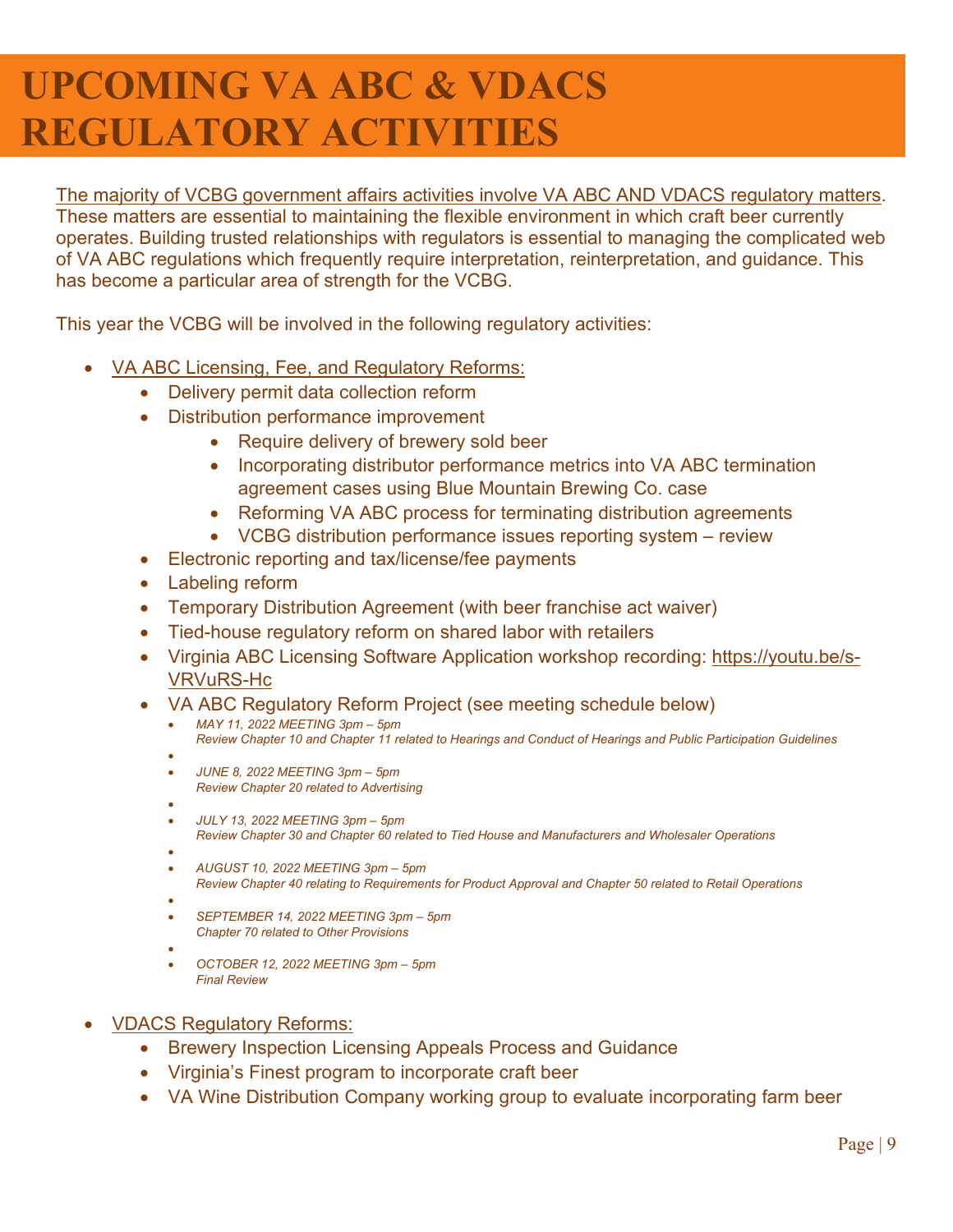# UPCOMING VA ABC & VDACS REGULATORY ACTIVITIES

The majority of VCBG government affairs activities involve VA ABC AND VDACS regulatory matters. These matters are essential to maintaining the flexible environment in which craft beer currently operates. Building trusted relationships with regulators is essential to managing the complicated web of VA ABC regulations which frequently require interpretation, reinterpretation, and guidance. This has become a particular area of strength for the VCBG.

This year the VCBG will be involved in the following regulatory activities:

- VA ABC Licensing, Fee, and Regulatory Reforms:
  - Delivery permit data collection reform
  - Distribution performance improvement
    - Require delivery of brewery sold beer
    - Incorporating distributor performance metrics into VA ABC termination agreement cases using Blue Mountain Brewing Co. case
    - Reforming VA ABC process for terminating distribution agreements
    - VCBG distribution performance issues reporting system – review
  - Electronic reporting and tax/license/fee payments
  - Labeling reform
  - Temporary Distribution Agreement (with beer franchise act waiver)
  - Tied-house regulatory reform on shared labor with retailers
  - Virginia ABC Licensing Software Application workshop recording: https://youtu.be/s-VRVuRS-Hc
  - VA ABC Regulatory Reform Project (see meeting schedule below)
    - *MAY 11, 2022 MEETING 3pm – 5pm*
      *Review Chapter 10 and Chapter 11 related to Hearings and Conduct of Hearings and Public Participation Guidelines*
    - *JUNE 8, 2022 MEETING 3pm – 5pm*
      *Review Chapter 20 related to Advertising*
    - *JULY 13, 2022 MEETING 3pm – 5pm*
      *Review Chapter 30 and Chapter 60 related to Tied House and Manufacturers and Wholesaler Operations*
    - *AUGUST 10, 2022 MEETING 3pm – 5pm*
      *Review Chapter 40 relating to Requirements for Product Approval and Chapter 50 related to Retail Operations*
    - *SEPTEMBER 14, 2022 MEETING 3pm – 5pm*
      *Chapter 70 related to Other Provisions*
    - *OCTOBER 12, 2022 MEETING 3pm – 5pm*
      *Final Review*
- VDACS Regulatory Reforms:
  - Brewery Inspection Licensing Appeals Process and Guidance
  - Virginia's Finest program to incorporate craft beer
  - VA Wine Distribution Company working group to evaluate incorporating farm beer